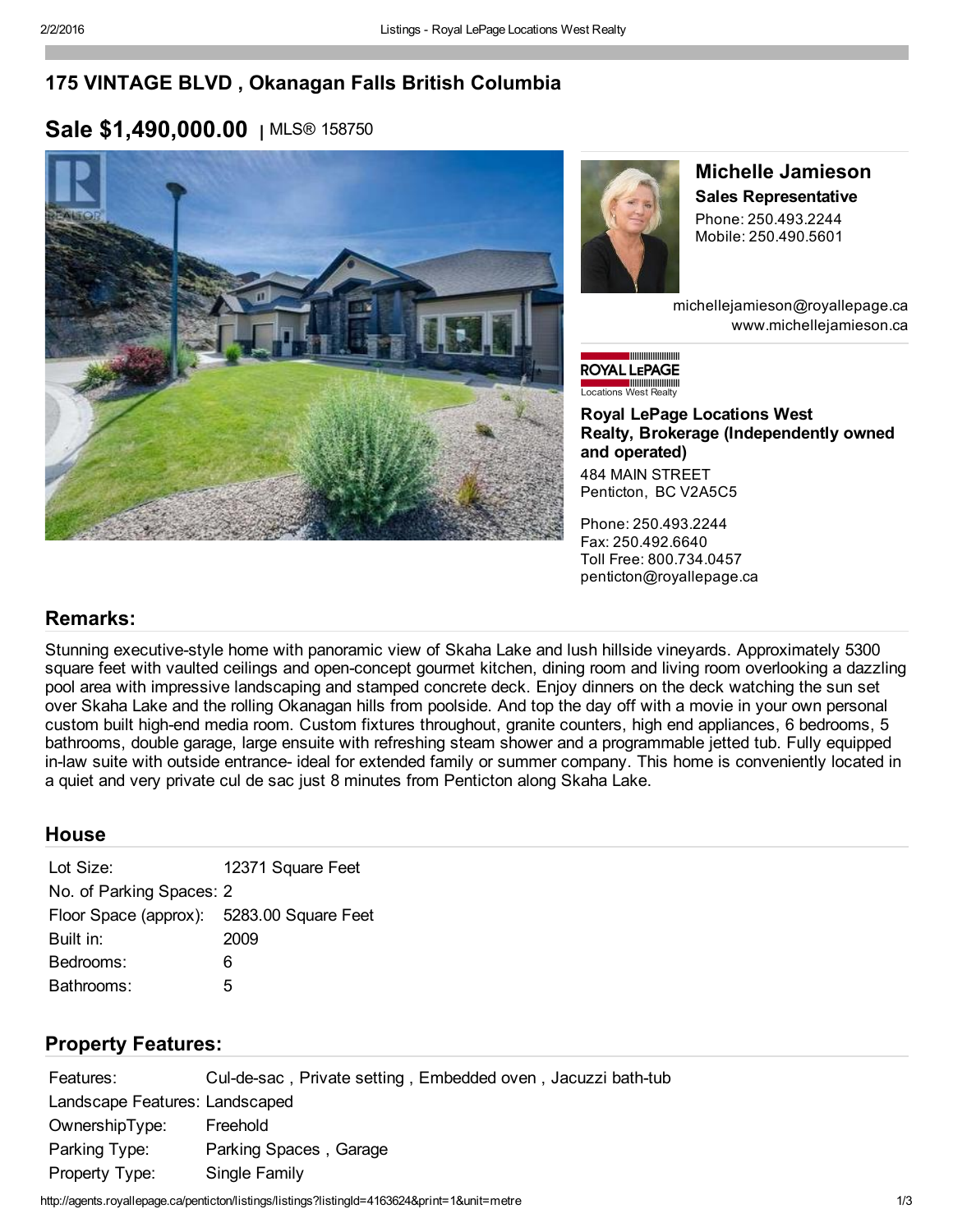# 175 VINTAGE BLVD , Okanagan Falls British Columbia

## Sale $1,490,000.00 | MLS® 158750

**Michelle Jamieson**
**Sales Representative**
Phone: 250.493.2244
Mobile: 250.490.5601

michellejamieson@royallepage.ca
www.michellejamieson.ca

**Royal LePage Locations West Realty, Brokerage (Independently owned and operated)**
484 MAIN STREET
Penticton, BC V2A5C5

Phone: 250.493.2244
Fax: 250.492.6640
Toll Free: 800.734.0457
penticton@royallepage.ca

## Remarks:

Stunning executive-style home with panoramic view of Skaha Lake and lush hillside vineyards. Approximately 5300 square feet with vaulted ceilings and open-concept gourmet kitchen, dining room and living room overlooking a dazzling pool area with impressive landscaping and stamped concrete deck. Enjoy dinners on the deck watching the sun set over Skaha Lake and the rolling Okanagan hills from poolside. And top the day off with a movie in your own personal custom built high-end media room. Custom fixtures throughout, granite counters, high end appliances, 6 bedrooms, 5 bathrooms, double garage, large ensuite with refreshing steam shower and a programmable jetted tub. Fully equipped in-law suite with outside entrance- ideal for extended family or summer company. This home is conveniently located in a quiet and very private cul de sac just 8 minutes from Penticton along Skaha Lake.

## House

| | |
|---|---|
| Lot Size: | 12371 Square Feet |
| No. of Parking Spaces: | 2 |
| Floor Space (approx): | 5283.00 Square Feet |
| Built in: | 2009 |
| Bedrooms: | 6 |
| Bathrooms: | 5 |

## Property Features:

| | |
|---|---|
| Features: | Cul-de-sac , Private setting , Embedded oven , Jacuzzi bath-tub |
| Landscape Features: | Landscaped |
| OwnershipType: | Freehold |
| Parking Type: | Parking Spaces , Garage |
| Property Type: | Single Family |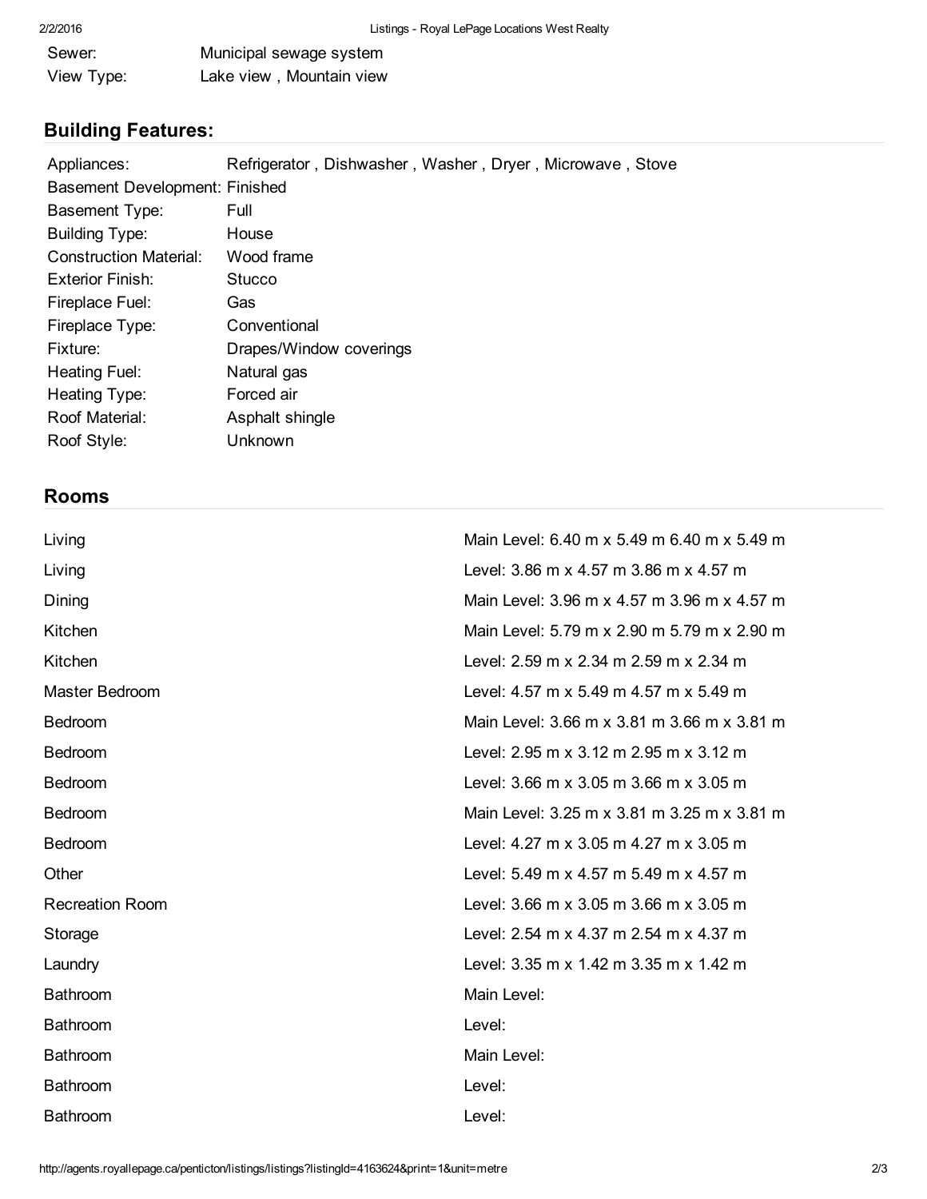| | |
|---|---|
| Sewer: | Municipal sewage system |
| View Type: | Lake view , Mountain view |

## Building Features:

| | |
|---|---|
| Appliances: | Refrigerator , Dishwasher , Washer , Dryer , Microwave , Stove |
| Basement Development: | Finished |
| Basement Type: | Full |
| Building Type: | House |
| Construction Material: | Wood frame |
| Exterior Finish: | Stucco |
| Fireplace Fuel: | Gas |
| Fireplace Type: | Conventional |
| Fixture: | Drapes/Window coverings |
| Heating Fuel: | Natural gas |
| Heating Type: | Forced air |
| Roof Material: | Asphalt shingle |
| Roof Style: | Unknown |

## Rooms

| | |
|---|---|
| Living | Main Level: 6.40 m x 5.49 m 6.40 m x 5.49 m |
| Living | Level: 3.86 m x 4.57 m 3.86 m x 4.57 m |
| Dining | Main Level: 3.96 m x 4.57 m 3.96 m x 4.57 m |
| Kitchen | Main Level: 5.79 m x 2.90 m 5.79 m x 2.90 m |
| Kitchen | Level: 2.59 m x 2.34 m 2.59 m x 2.34 m |
| Master Bedroom | Level: 4.57 m x 5.49 m 4.57 m x 5.49 m |
| Bedroom | Main Level: 3.66 m x 3.81 m 3.66 m x 3.81 m |
| Bedroom | Level: 2.95 m x 3.12 m 2.95 m x 3.12 m |
| Bedroom | Level: 3.66 m x 3.05 m 3.66 m x 3.05 m |
| Bedroom | Main Level: 3.25 m x 3.81 m 3.25 m x 3.81 m |
| Bedroom | Level: 4.27 m x 3.05 m 4.27 m x 3.05 m |
| Other | Level: 5.49 m x 4.57 m 5.49 m x 4.57 m |
| Recreation Room | Level: 3.66 m x 3.05 m 3.66 m x 3.05 m |
| Storage | Level: 2.54 m x 4.37 m 2.54 m x 4.37 m |
| Laundry | Level: 3.35 m x 1.42 m 3.35 m x 1.42 m |
| Bathroom | Main Level: |
| Bathroom | Level: |
| Bathroom | Main Level: |
| Bathroom | Level: |
| Bathroom | Level: |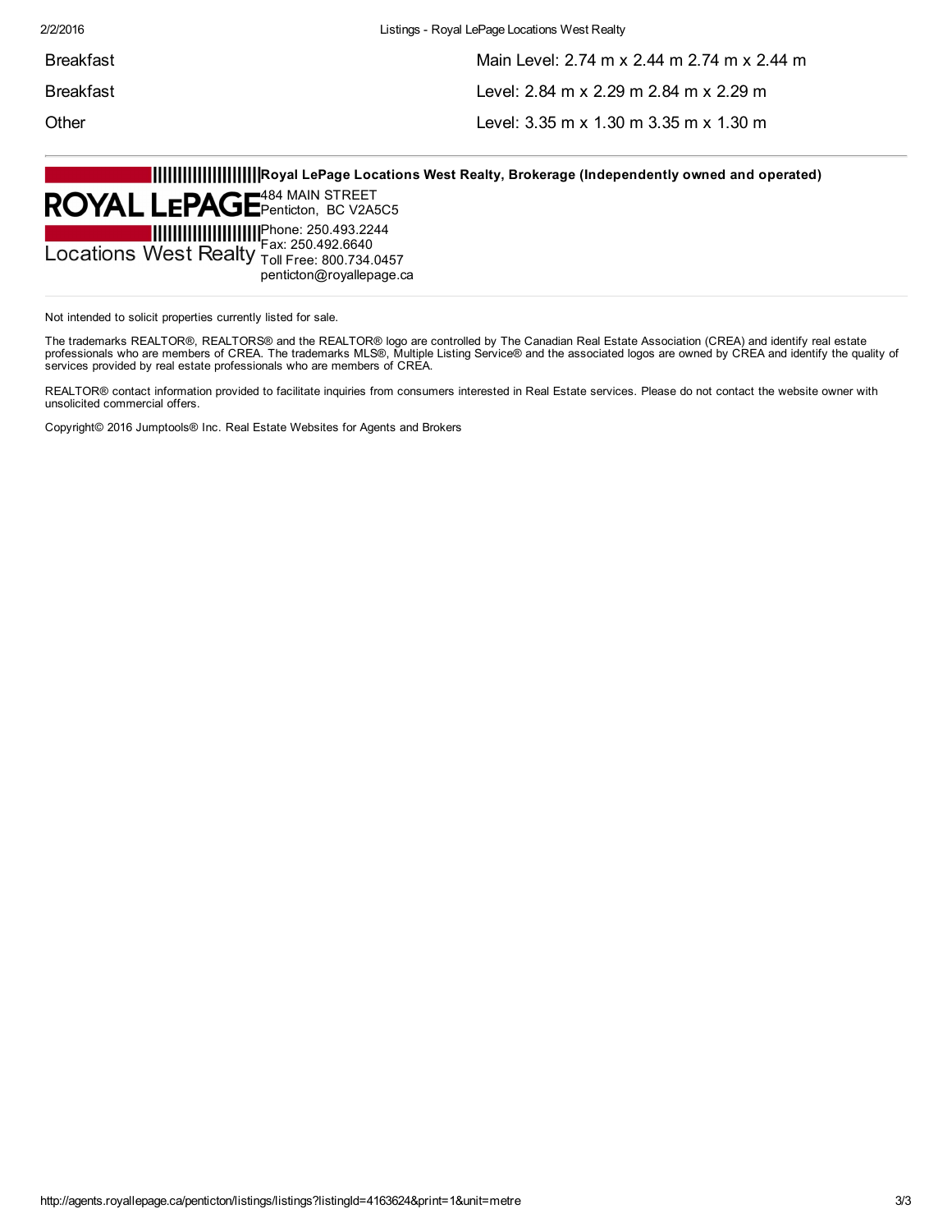| | |
|---|---|
| Breakfast | Main Level: 2.74 m x 2.44 m 2.74 m x 2.44 m |
| Breakfast | Level: 2.84 m x 2.29 m 2.84 m x 2.29 m |
| Other | Level: 3.35 m x 1.30 m 3.35 m x 1.30 m |

**Royal LePage Locations West Realty, Brokerage (Independently owned and operated)**

ROYAL LEPAGE
Locations West Realty

484 MAIN STREET
Penticton, BC V2A5C5
Phone: 250.493.2244
Fax: 250.492.6640
Toll Free: 800.734.0457
penticton@royallepage.ca

Not intended to solicit properties currently listed for sale.

The trademarks REALTOR®, REALTORS® and the REALTOR® logo are controlled by The Canadian Real Estate Association (CREA) and identify real estate professionals who are members of CREA. The trademarks MLS®, Multiple Listing Service® and the associated logos are owned by CREA and identify the quality of services provided by real estate professionals who are members of CREA.

REALTOR® contact information provided to facilitate inquiries from consumers interested in Real Estate services. Please do not contact the website owner with unsolicited commercial offers.

Copyright© 2016 Jumptools® Inc. Real Estate Websites for Agents and Brokers